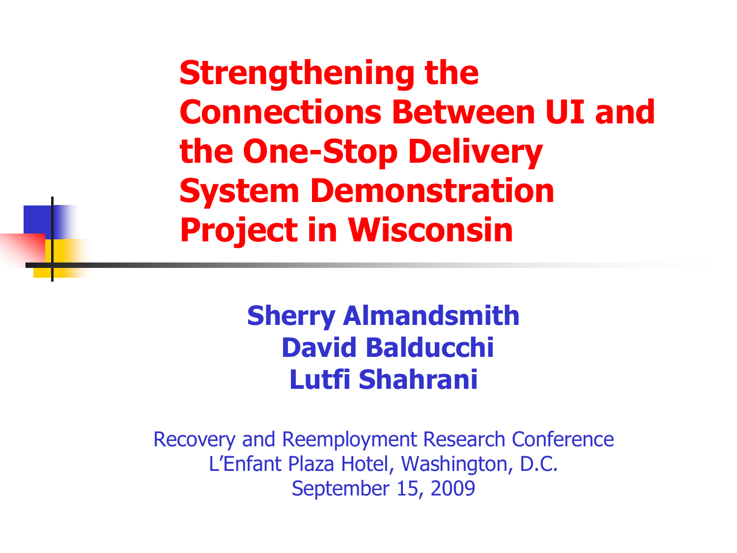# Strengthening the Connections Between UI and the One-Stop Delivery System Demonstration Project in Wisconsin

**Sherry Almandsmith**
**David Balducchi**
**Lutfi Shahrani**

Recovery and Reemployment Research Conference
L'Enfant Plaza Hotel, Washington, D.C.
September 15, 2009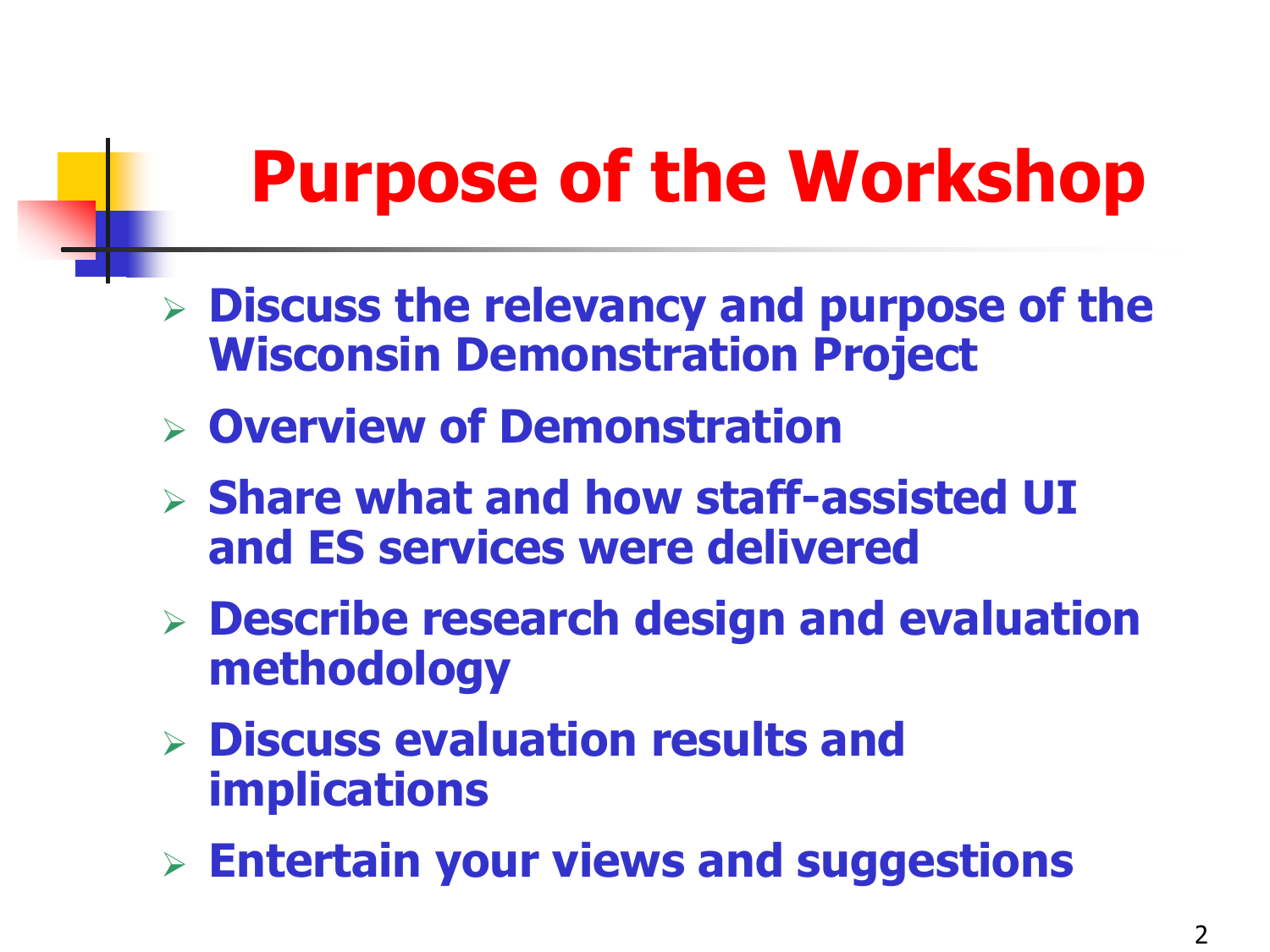# Purpose of the Workshop

- Discuss the relevancy and purpose of the Wisconsin Demonstration Project
- Overview of Demonstration
- Share what and how staff-assisted UI and ES services were delivered
- Describe research design and evaluation methodology
- Discuss evaluation results and implications
- Entertain your views and suggestions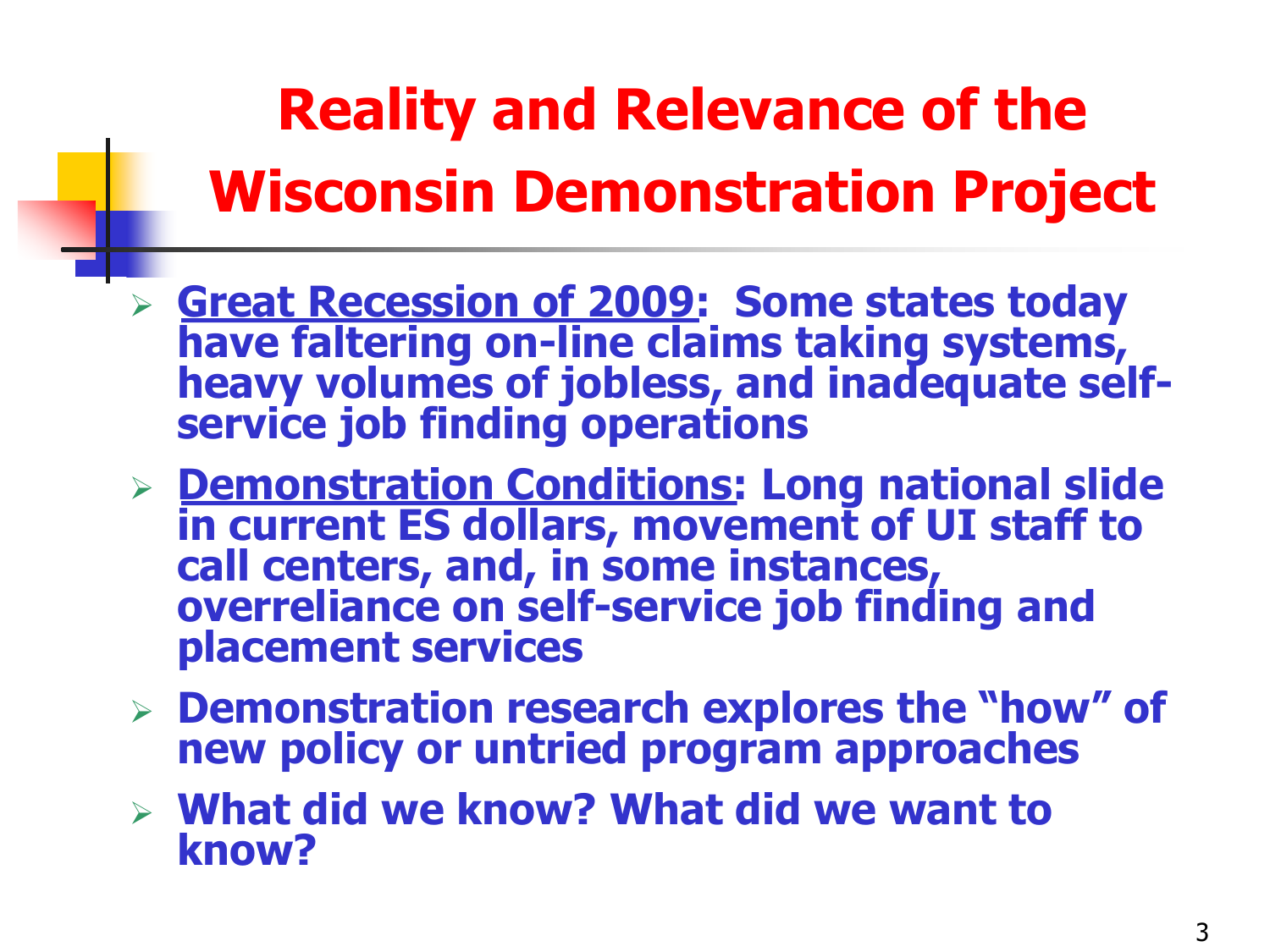# Reality and Relevance of the Wisconsin Demonstration Project

- **<u>Great Recession of 2009</u>: Some states today have faltering on-line claims taking systems, heavy volumes of jobless, and inadequate self-service job finding operations**
- **<u>Demonstration Conditions</u>: Long national slide in current ES dollars, movement of UI staff to call centers, and, in some instances, overreliance on self-service job finding and placement services**
- **Demonstration research explores the "how" of new policy or untried program approaches**
- **What did we know? What did we want to know?**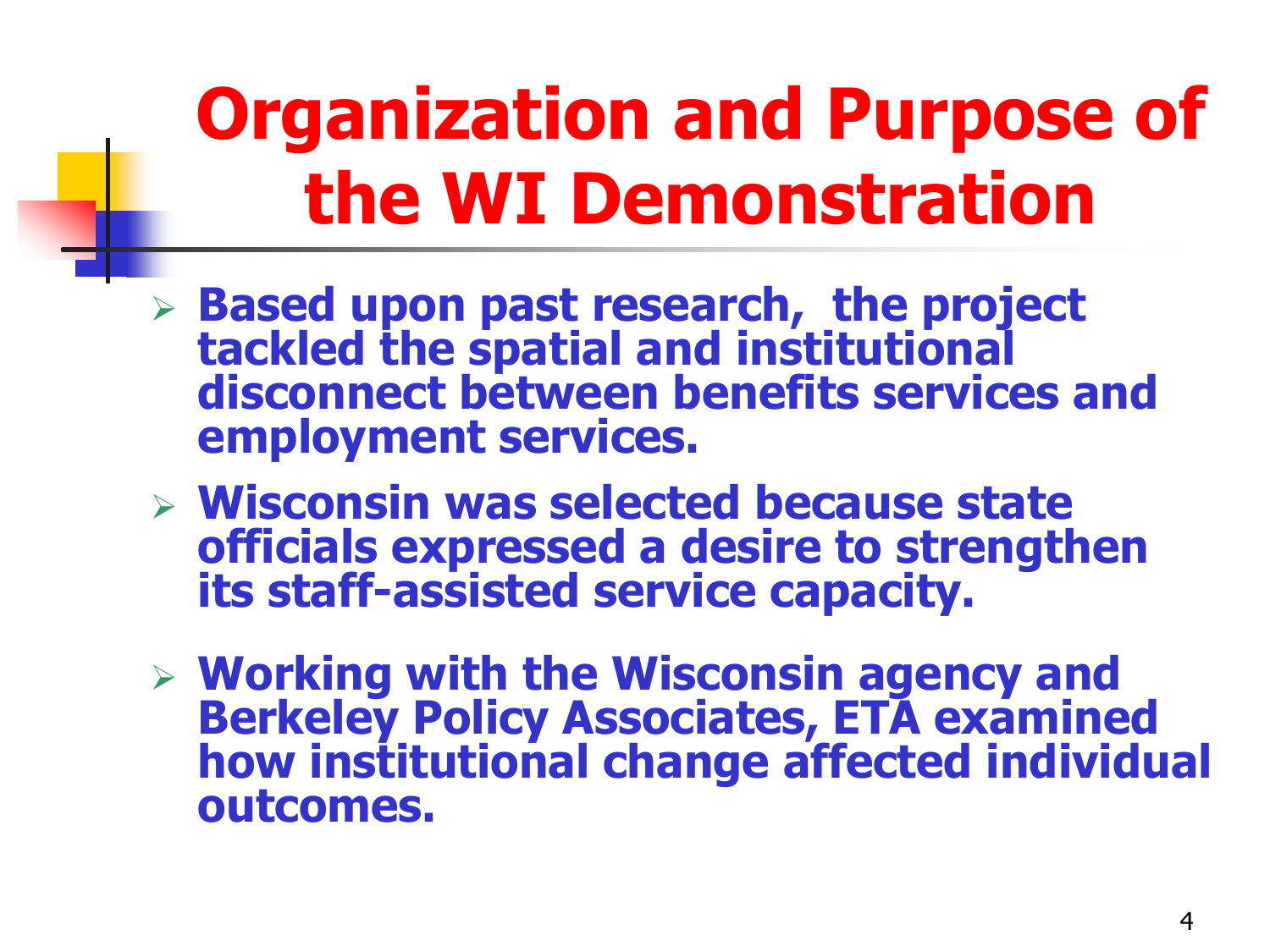# Organization and Purpose of the WI Demonstration

- **Based upon past research, the project tackled the spatial and institutional disconnect between benefits services and employment services.**
- **Wisconsin was selected because state officials expressed a desire to strengthen its staff-assisted service capacity.**
- **Working with the Wisconsin agency and Berkeley Policy Associates, ETA examined how institutional change affected individual outcomes.**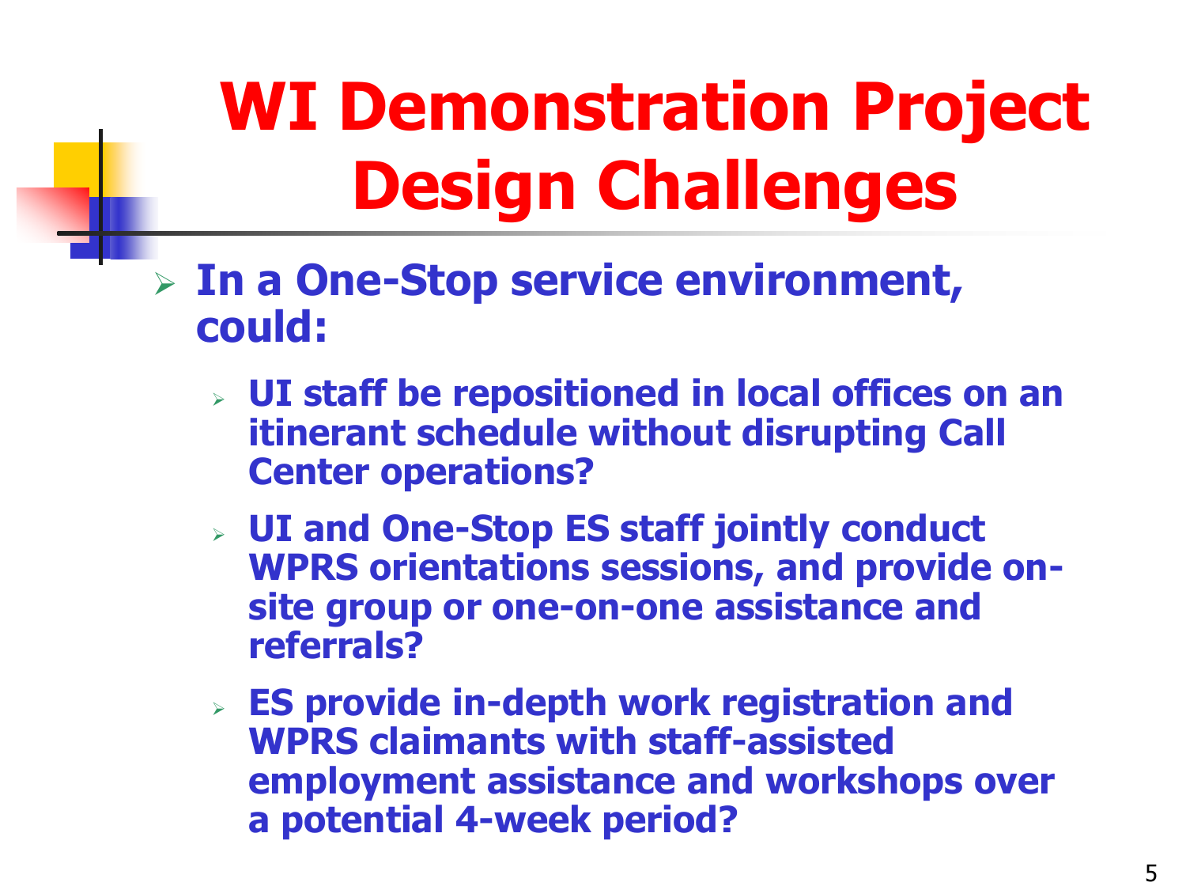# WI Demonstration Project Design Challenges

- **In a One-Stop service environment, could:**
  - **UI staff be repositioned in local offices on an itinerant schedule without disrupting Call Center operations?**
  - **UI and One-Stop ES staff jointly conduct WPRS orientations sessions, and provide on-site group or one-on-one assistance and referrals?**
  - **ES provide in-depth work registration and WPRS claimants with staff-assisted employment assistance and workshops over a potential 4-week period?**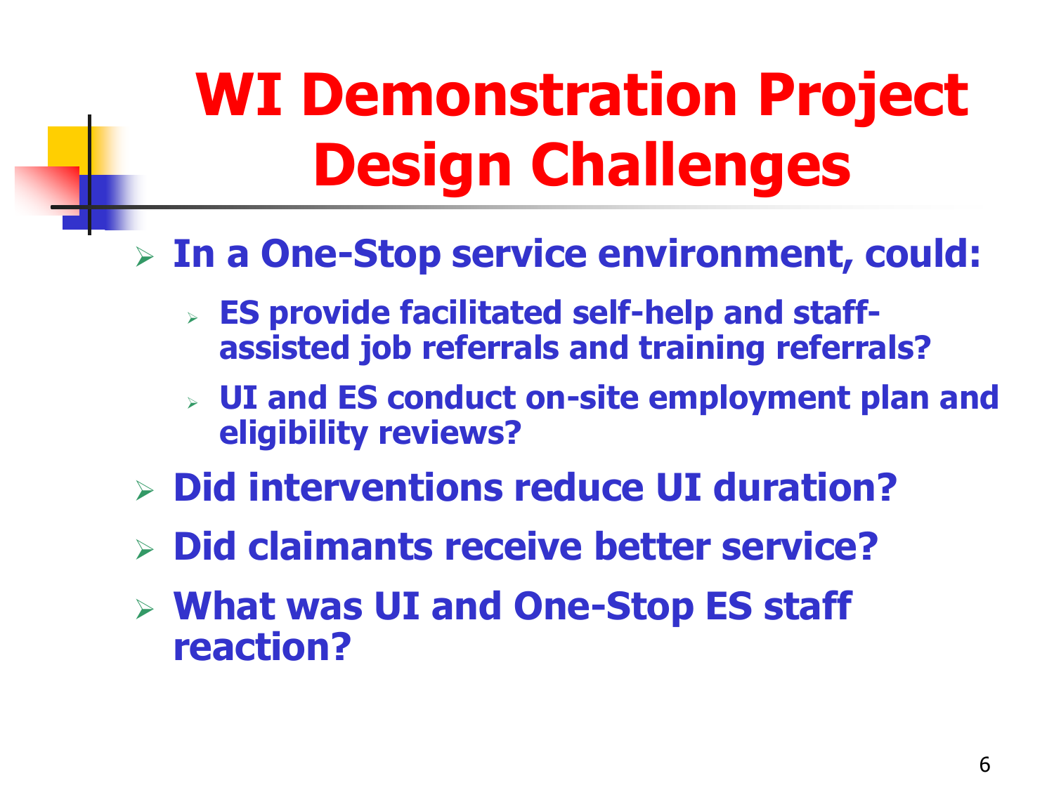# WI Demonstration Project Design Challenges

- **In a One-Stop service environment, could:**
  - **ES provide facilitated self-help and staff-assisted job referrals and training referrals?**
  - **UI and ES conduct on-site employment plan and eligibility reviews?**
- **Did interventions reduce UI duration?**
- **Did claimants receive better service?**
- **What was UI and One-Stop ES staff reaction?**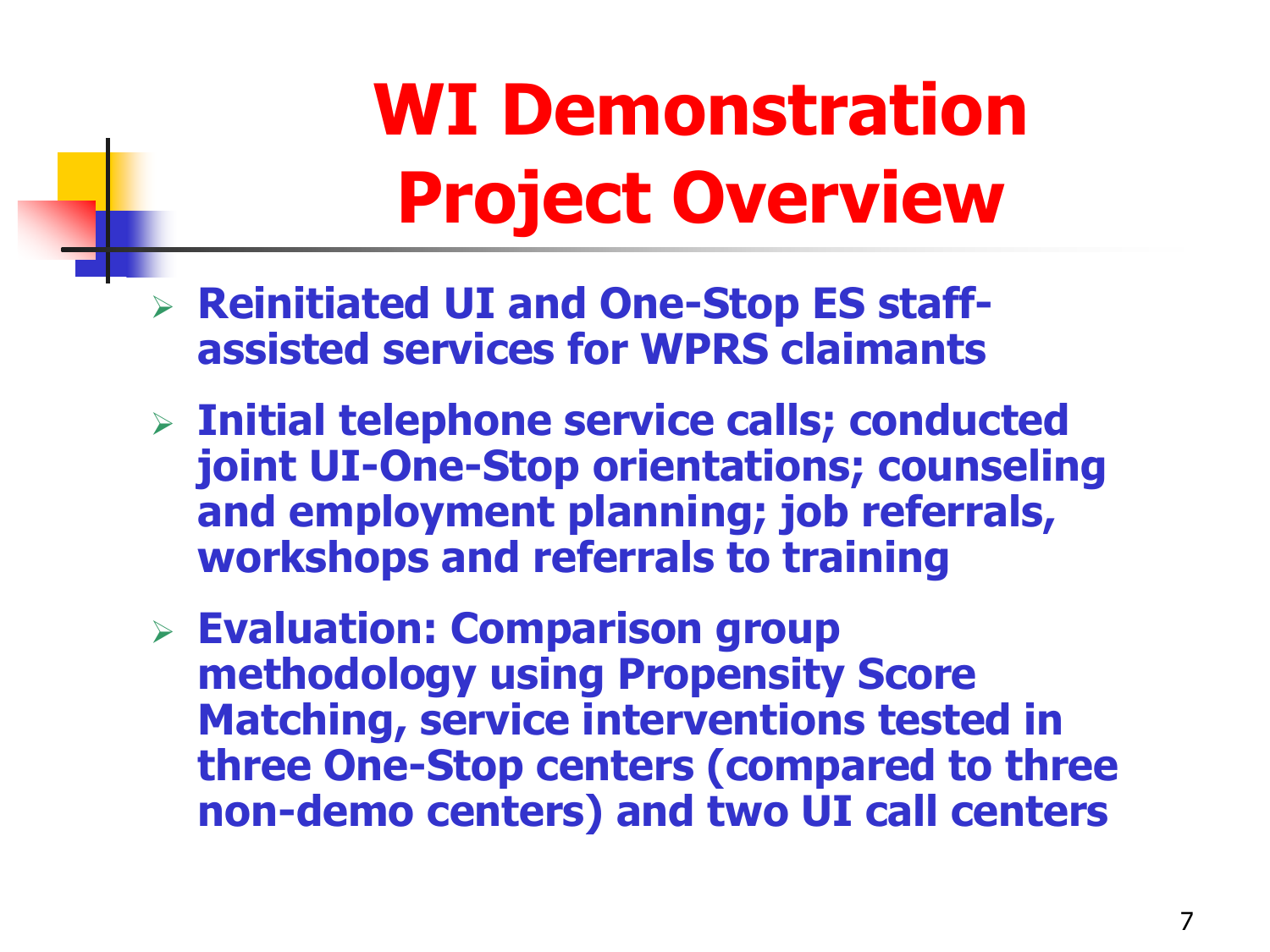# WI Demonstration Project Overview

- **Reinitiated UI and One-Stop ES staff-assisted services for WPRS claimants**
- **Initial telephone service calls; conducted joint UI-One-Stop orientations; counseling and employment planning; job referrals, workshops and referrals to training**
- **Evaluation: Comparison group methodology using Propensity Score Matching, service interventions tested in three One-Stop centers (compared to three non-demo centers) and two UI call centers**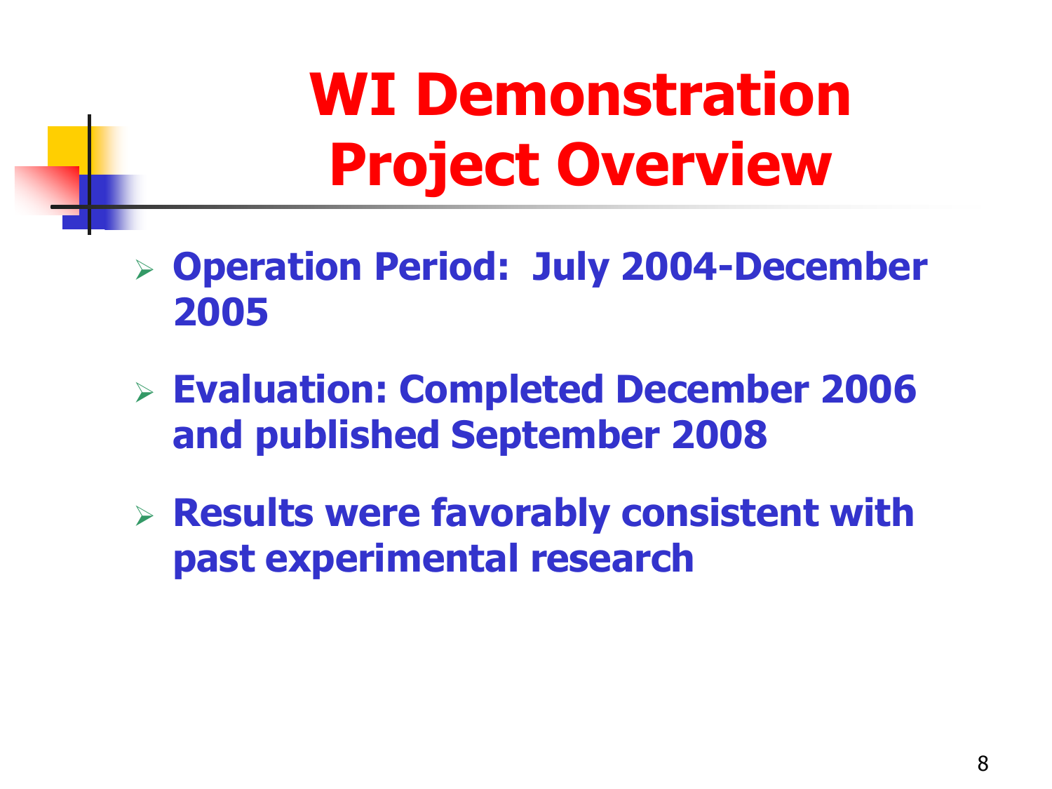# WI Demonstration Project Overview

- **Operation Period: July 2004-December 2005**
- **Evaluation: Completed December 2006 and published September 2008**
- **Results were favorably consistent with past experimental research**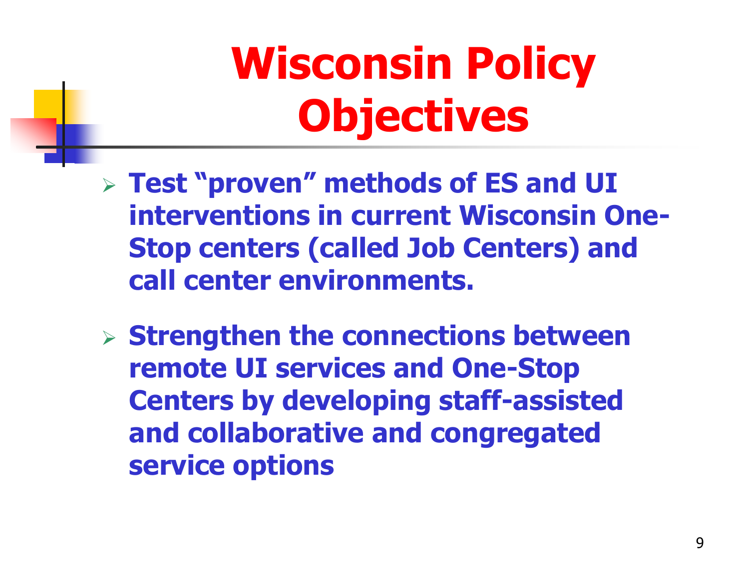# Wisconsin Policy Objectives

- **Test "proven" methods of ES and UI interventions in current Wisconsin One-Stop centers (called Job Centers) and call center environments.**
- **Strengthen the connections between remote UI services and One-Stop Centers by developing staff-assisted and collaborative and congregated service options**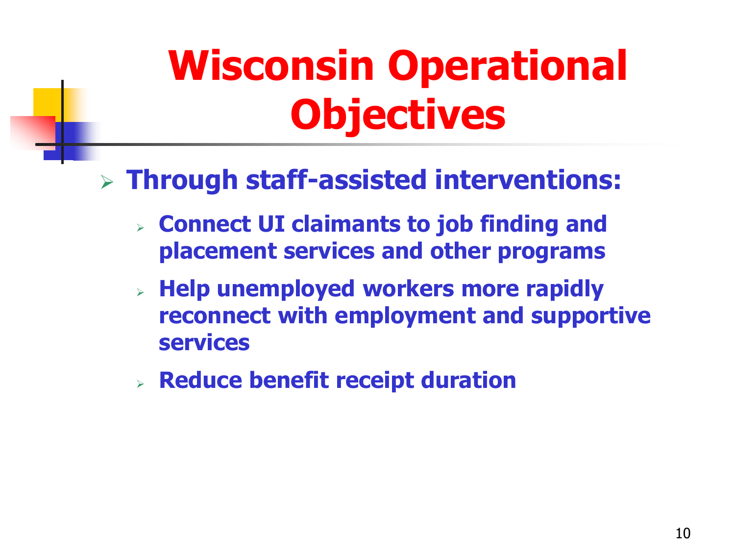# Wisconsin Operational Objectives

- **Through staff-assisted interventions:**
  - **Connect UI claimants to job finding and placement services and other programs**
  - **Help unemployed workers more rapidly reconnect with employment and supportive services**
  - **Reduce benefit receipt duration**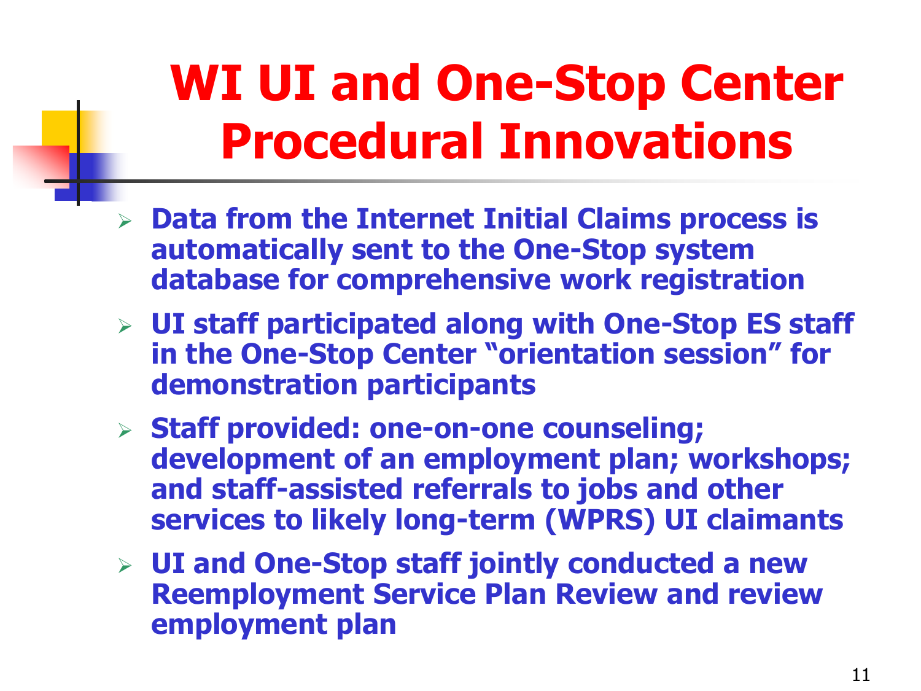# WI UI and One-Stop Center Procedural Innovations

- **Data from the Internet Initial Claims process is automatically sent to the One-Stop system database for comprehensive work registration**
- **UI staff participated along with One-Stop ES staff in the One-Stop Center "orientation session" for demonstration participants**
- **Staff provided: one-on-one counseling; development of an employment plan; workshops; and staff-assisted referrals to jobs and other services to likely long-term (WPRS) UI claimants**
- **UI and One-Stop staff jointly conducted a new Reemployment Service Plan Review and review employment plan**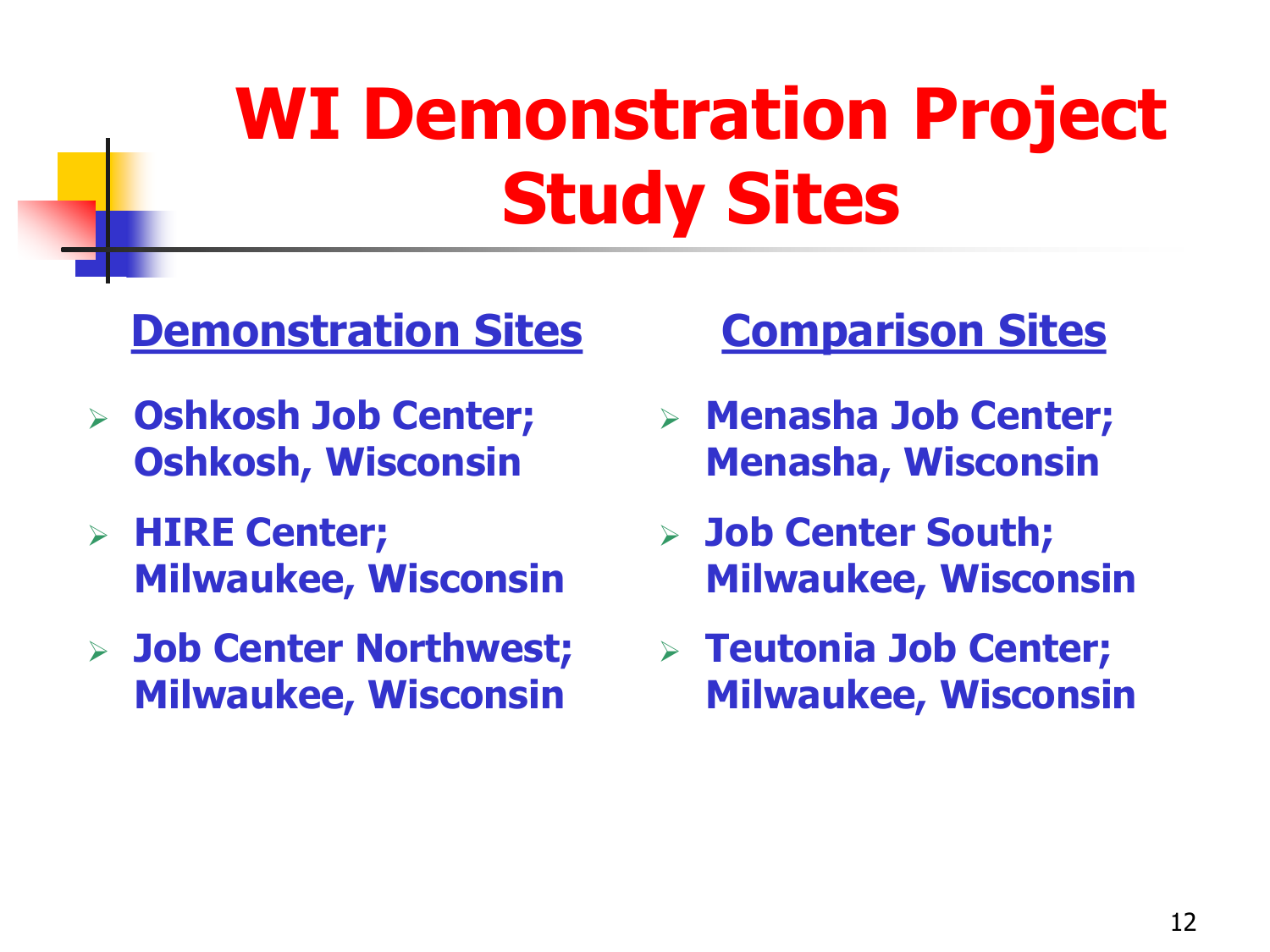# WI Demonstration Project Study Sites

## Demonstration Sites

- **Oshkosh Job Center; Oshkosh, Wisconsin**
- **HIRE Center; Milwaukee, Wisconsin**
- **Job Center Northwest; Milwaukee, Wisconsin**

## Comparison Sites

- **Menasha Job Center; Menasha, Wisconsin**
- **Job Center South; Milwaukee, Wisconsin**
- **Teutonia Job Center; Milwaukee, Wisconsin**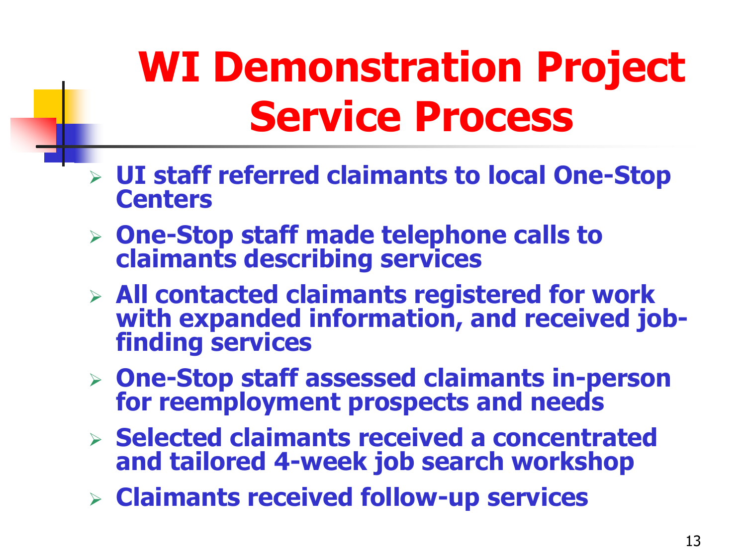# WI Demonstration Project Service Process

- UI staff referred claimants to local One-Stop Centers
- One-Stop staff made telephone calls to claimants describing services
- All contacted claimants registered for work with expanded information, and received job-finding services
- One-Stop staff assessed claimants in-person for reemployment prospects and needs
- Selected claimants received a concentrated and tailored 4-week job search workshop
- Claimants received follow-up services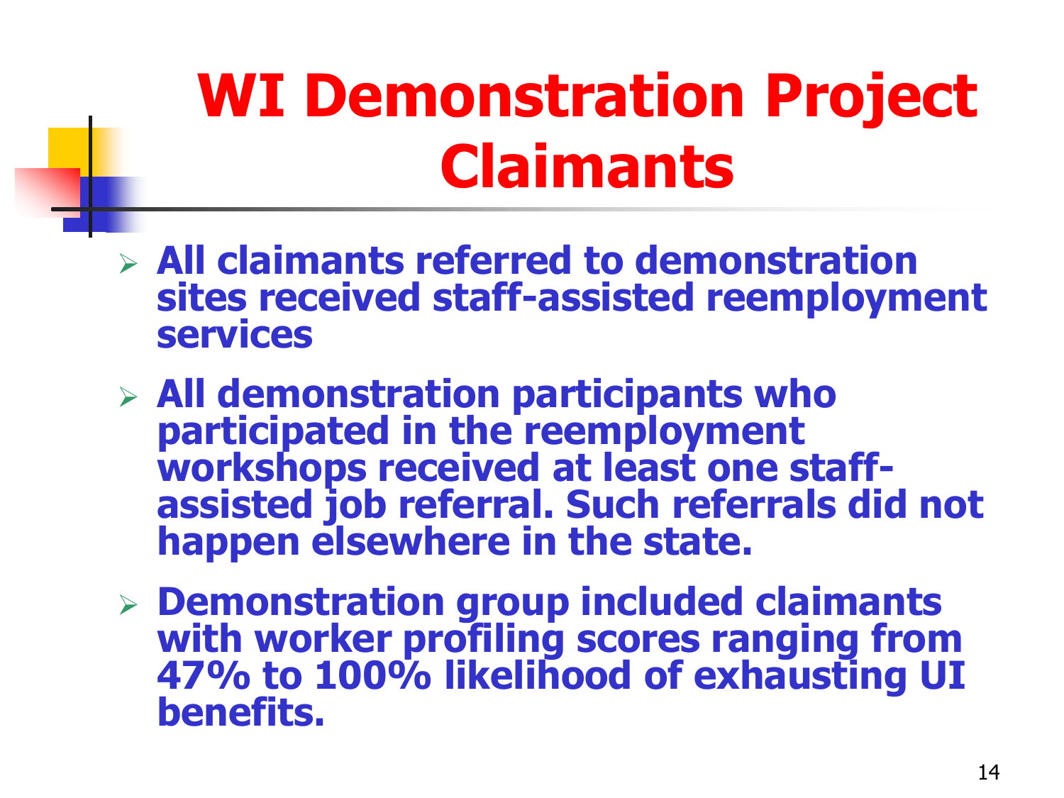# WI Demonstration Project Claimants

- **All claimants referred to demonstration sites received staff-assisted reemployment services**
- **All demonstration participants who participated in the reemployment workshops received at least one staff-assisted job referral. Such referrals did not happen elsewhere in the state.**
- **Demonstration group included claimants with worker profiling scores ranging from 47% to 100% likelihood of exhausting UI benefits.**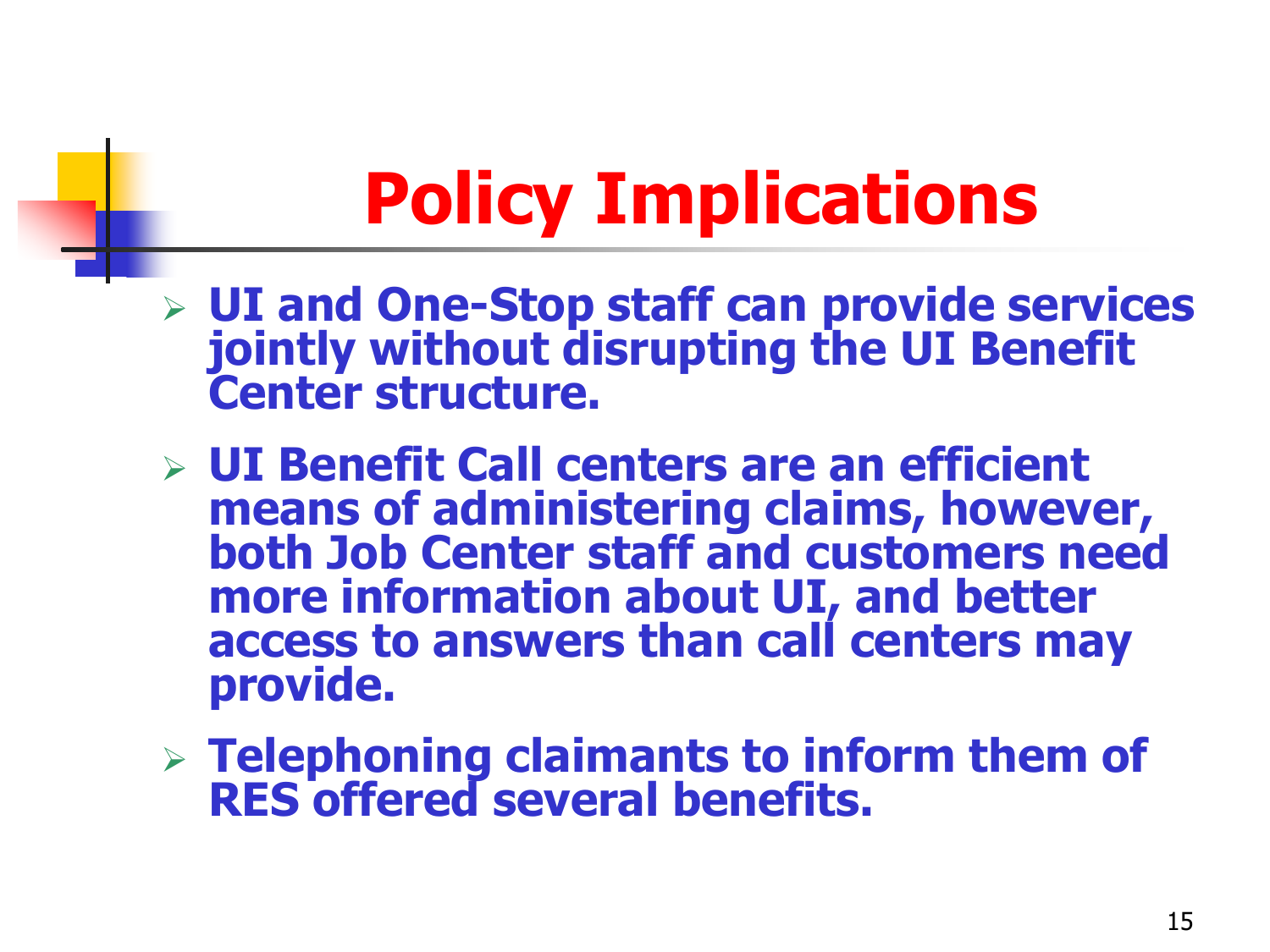# Policy Implications

- UI and One-Stop staff can provide services jointly without disrupting the UI Benefit Center structure.
- UI Benefit Call centers are an efficient means of administering claims, however, both Job Center staff and customers need more information about UI, and better access to answers than call centers may provide.
- Telephoning claimants to inform them of RES offered several benefits.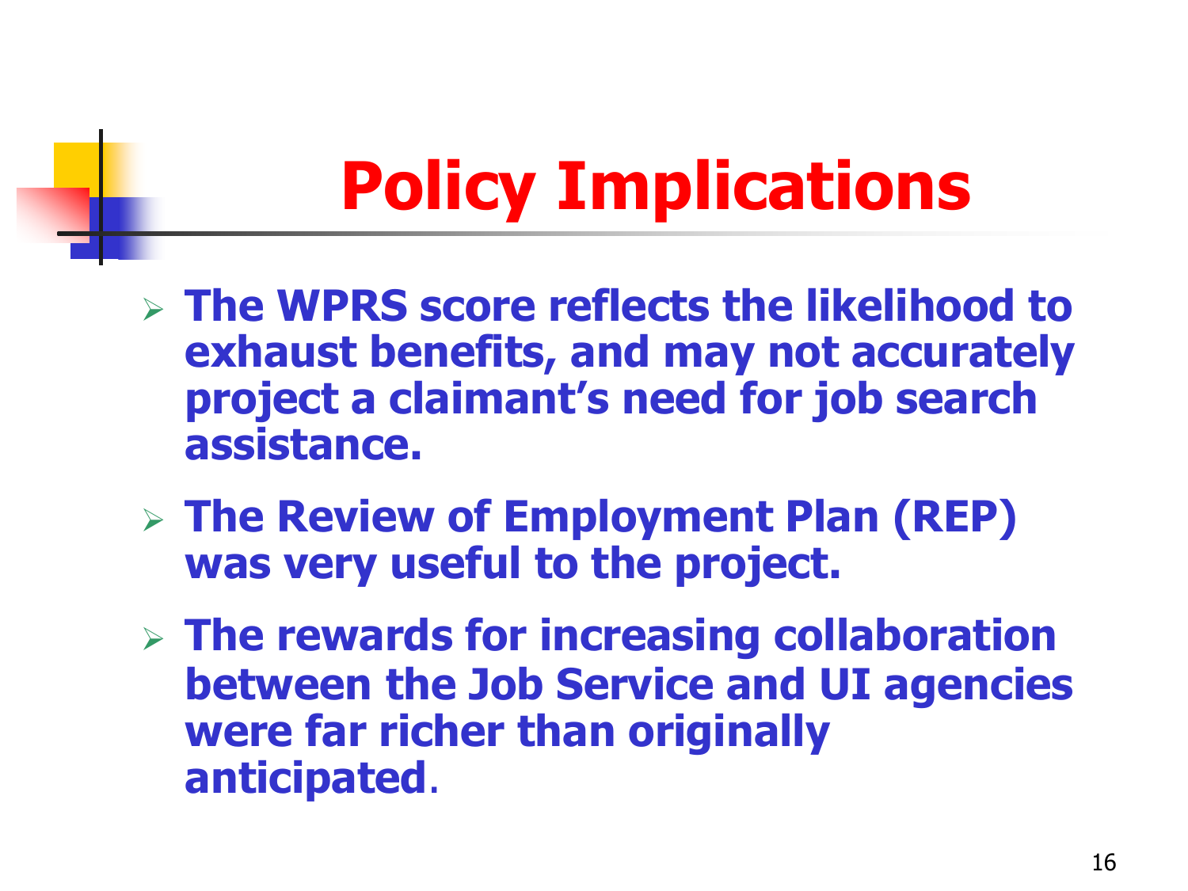# Policy Implications

- **The WPRS score reflects the likelihood to exhaust benefits, and may not accurately project a claimant's need for job search assistance.**
- **The Review of Employment Plan (REP) was very useful to the project.**
- **The rewards for increasing collaboration between the Job Service and UI agencies were far richer than originally anticipated**.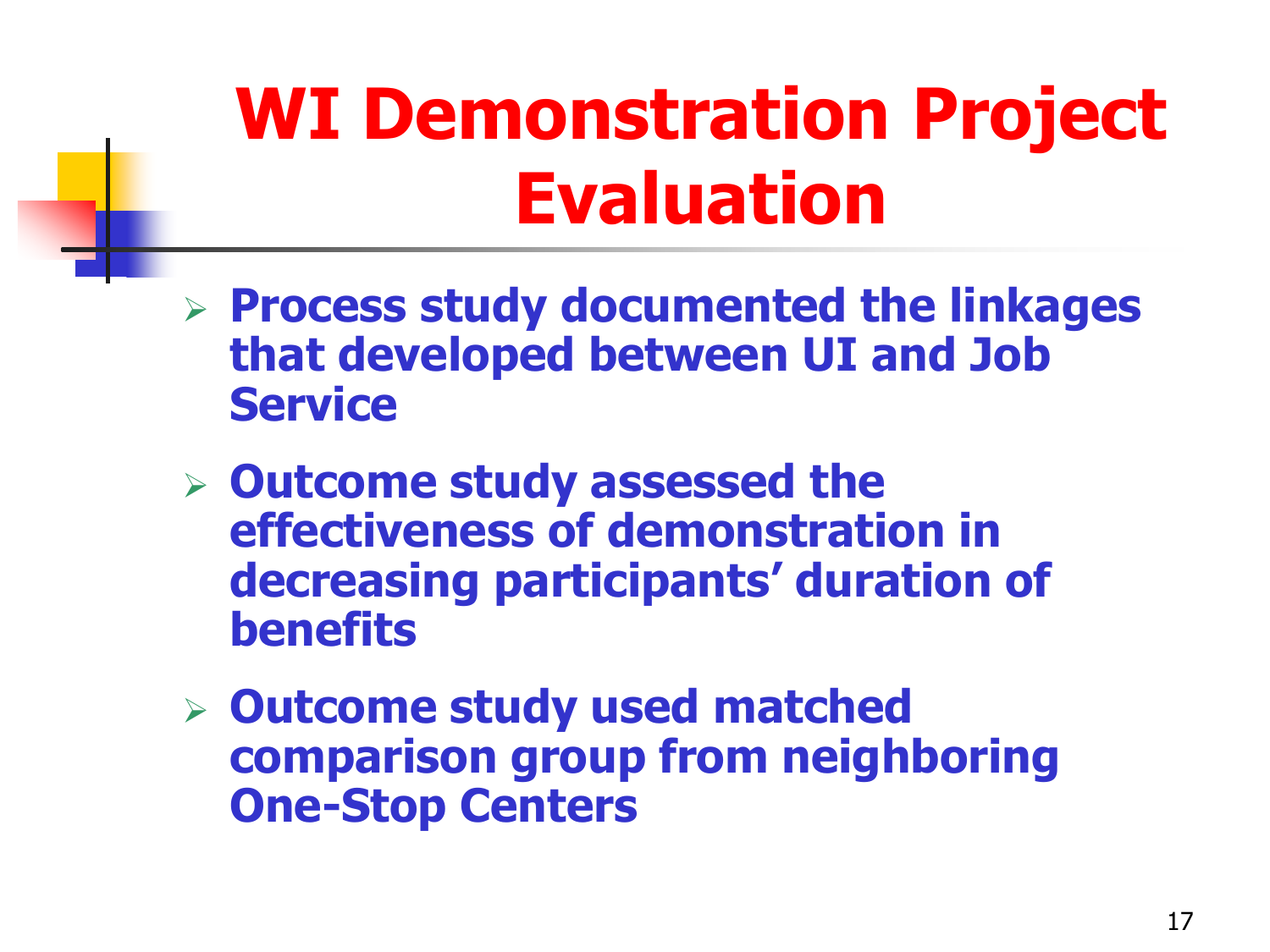# WI Demonstration Project Evaluation

- **Process study documented the linkages that developed between UI and Job Service**
- **Outcome study assessed the effectiveness of demonstration in decreasing participants' duration of benefits**
- **Outcome study used matched comparison group from neighboring One-Stop Centers**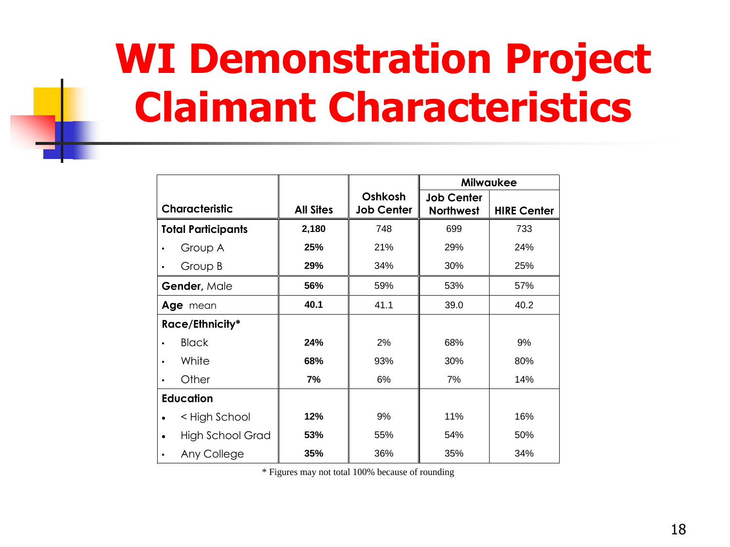# WI Demonstration Project Claimant Characteristics

| Characteristic | All Sites | Oshkosh Job Center | Milwaukee | |
|---|---|---|---|---|
| | | | Job Center Northwest | HIRE Center |
| **Total Participants** | **2,180** | 748 | 699 | 733 |
| • Group A | **25%** | 21% | 29% | 24% |
| • Group B | **29%** | 34% | 30% | 25% |
| **Gender**, Male | **56%** | 59% | 53% | 57% |
| **Age** mean | **40.1** | 41.1 | 39.0 | 40.2 |
| **Race/Ethnicity*** | | | | |
| • Black | **24%** | 2% | 68% | 9% |
| • White | **68%** | 93% | 30% | 80% |
| • Other | **7%** | 6% | 7% | 14% |
| **Education** | | | | |
| • < High School | **12%** | 9% | 11% | 16% |
| • High School Grad | **53%** | 55% | 54% | 50% |
| • Any College | **35%** | 36% | 35% | 34% |

* Figures may not total 100% because of rounding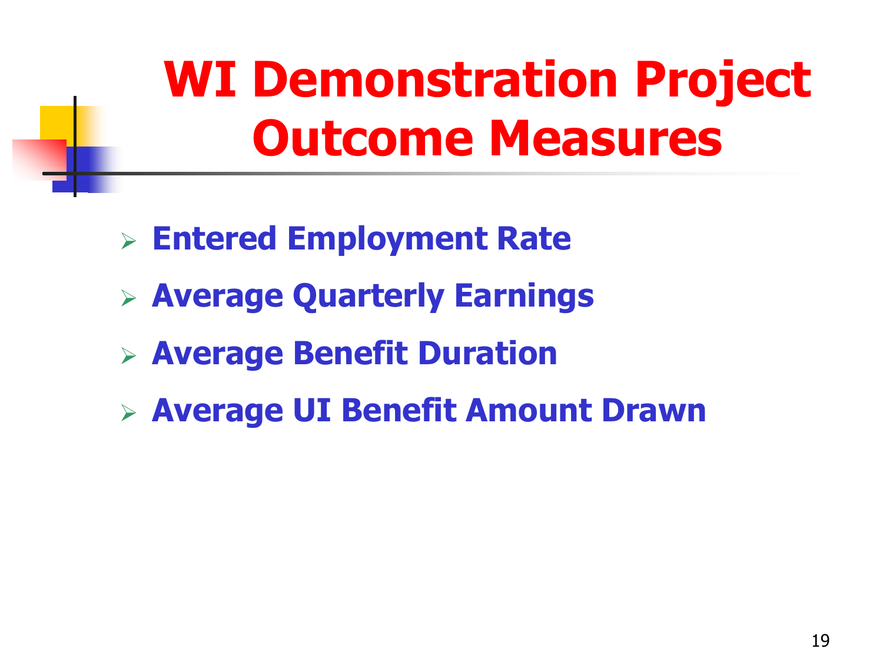# WI Demonstration Project Outcome Measures

- **Entered Employment Rate**
- **Average Quarterly Earnings**
- **Average Benefit Duration**
- **Average UI Benefit Amount Drawn**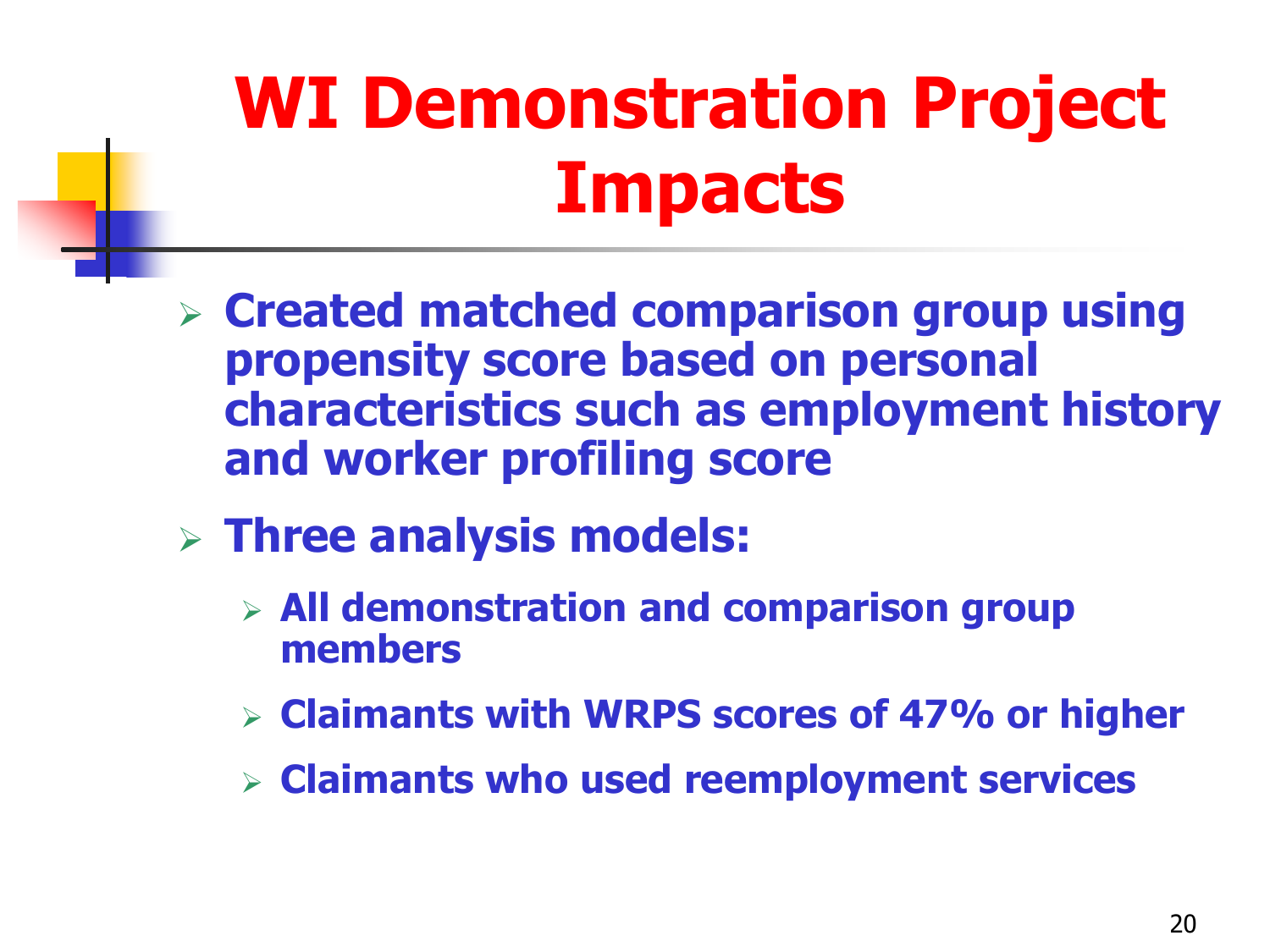# WI Demonstration Project Impacts

- **Created matched comparison group using propensity score based on personal characteristics such as employment history and worker profiling score**
- **Three analysis models:**
  - **All demonstration and comparison group members**
  - **Claimants with WRPS scores of 47% or higher**
  - **Claimants who used reemployment services**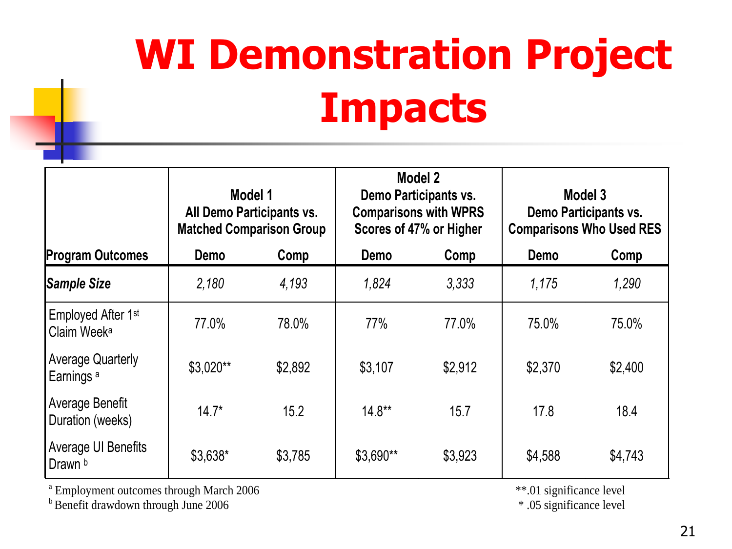# WI Demonstration Project Impacts

| Program Outcomes | Model 1 All Demo Participants vs. Matched Comparison Group | | Model 2 Demo Participants vs. Comparisons with WPRS Scores of 47% or Higher | | Model 3 Demo Participants vs. Comparisons Who Used RES | |
|---|---|---|---|---|---|---|
| | Demo | Comp | Demo | Comp | Demo | Comp |
| ***Sample Size*** | *2,180* | *4,193* | *1,824* | *3,333* | *1,175* | *1,290* |
| Employed After 1st Claim Week[a] | 77.0% | 78.0% | 77% | 77.0% | 75.0% | 75.0% |
| Average Quarterly Earnings [a] | $3,020** | $2,892 | $3,107 | $2,912 | $2,370 | $2,400 |
| Average Benefit Duration (weeks) | 14.7* | 15.2 | 14.8** | 15.7 | 17.8 | 18.4 |
| Average UI Benefits Drawn [b] | $3,638* | $3,785 | $3,690** | $3,923 | $4,588 | $4,743 |

[a] Employment outcomes through March 2006
[b] Benefit drawdown through June 2006

**.01 significance level
* .05 significance level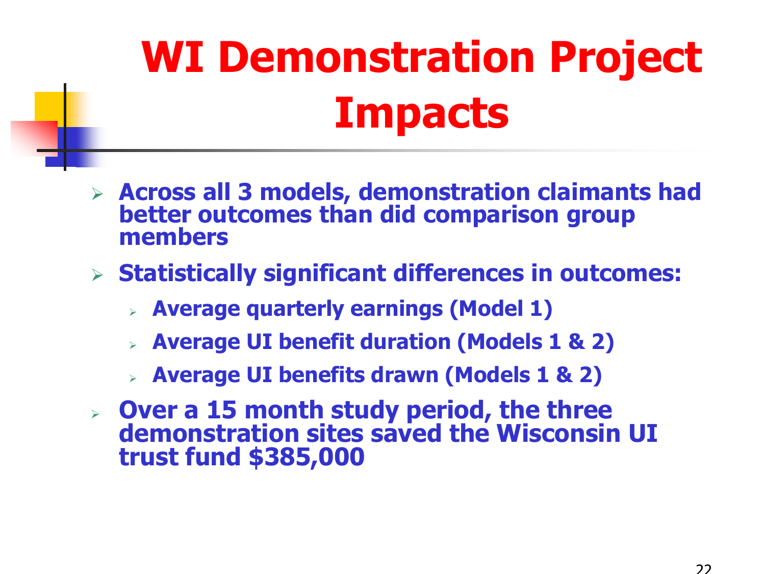# WI Demonstration Project Impacts

- **Across all 3 models, demonstration claimants had better outcomes than did comparison group members**
- **Statistically significant differences in outcomes:**
  - **Average quarterly earnings (Model 1)**
  - **Average UI benefit duration (Models 1 & 2)**
  - **Average UI benefits drawn (Models 1 & 2)**
- **Over a 15 month study period, the three demonstration sites saved the Wisconsin UI trust fund $385,000**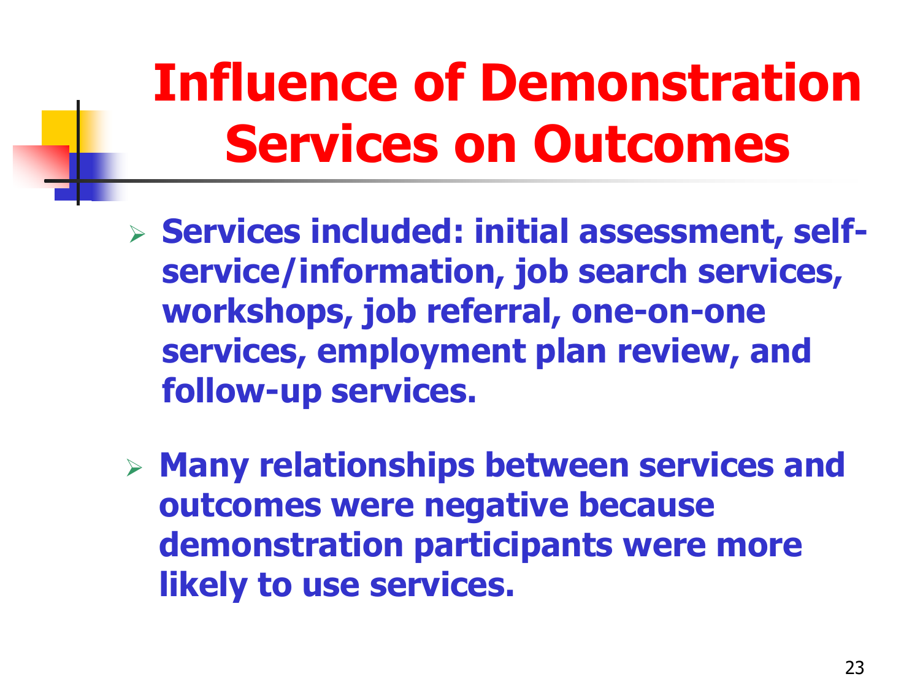# Influence of Demonstration Services on Outcomes

- Services included: initial assessment, self-service/information, job search services, workshops, job referral, one-on-one services, employment plan review, and follow-up services.

- Many relationships between services and outcomes were negative because demonstration participants were more likely to use services.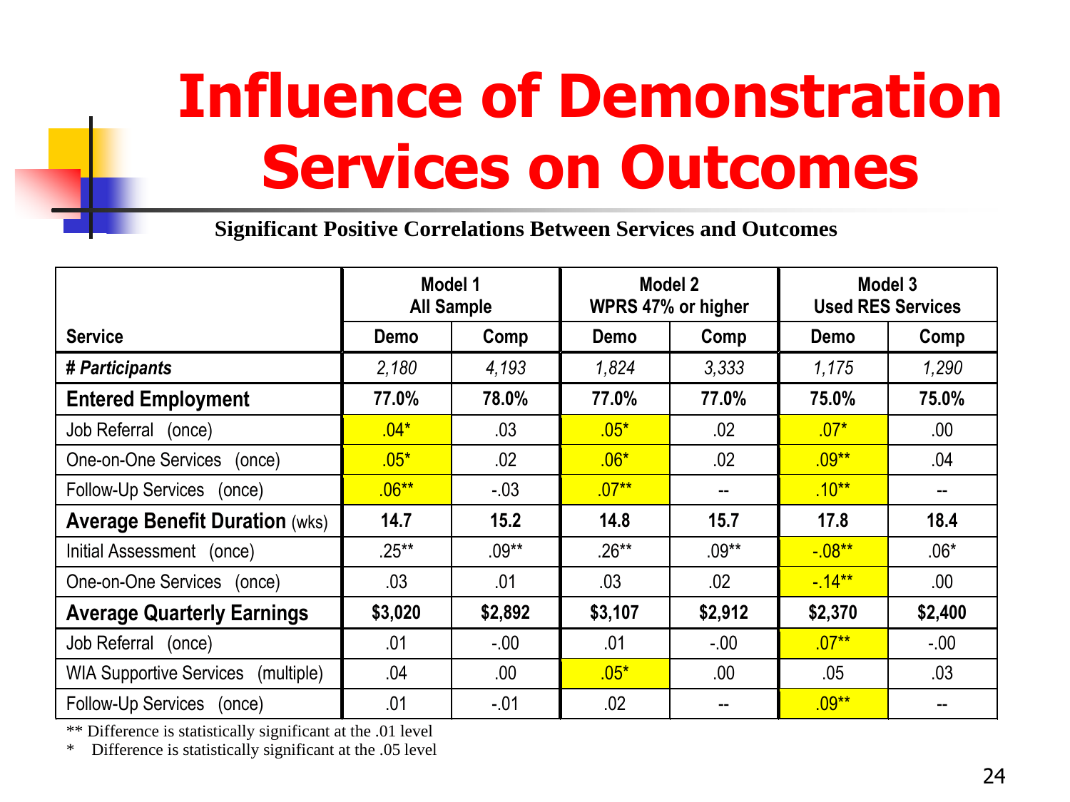# Influence of Demonstration Services on Outcomes

**Significant Positive Correlations Between Services and Outcomes**

| | Model 1 All Sample | | Model 2 WPRS 47% or higher | | Model 3 Used RES Services | |
|---|---|---|---|---|---|---|
| **Service** | **Demo** | **Comp** | **Demo** | **Comp** | **Demo** | **Comp** |
| ***# Participants*** | *2,180* | *4,193* | *1,824* | *3,333* | *1,175* | *1,290* |
| **Entered Employment** | **77.0%** | **78.0%** | **77.0%** | **77.0%** | **75.0%** | **75.0%** |
| Job Referral (once) | .04* | .03 | .05* | .02 | .07* | .00 |
| One-on-One Services (once) | .05* | .02 | .06* | .02 | .09** | .04 |
| Follow-Up Services (once) | .06** | -.03 | .07** | -- | .10** | -- |
| **Average Benefit Duration** (wks) | **14.7** | **15.2** | **14.8** | **15.7** | **17.8** | **18.4** |
| Initial Assessment (once) | .25** | .09** | .26** | .09** | -.08** | .06* |
| One-on-One Services (once) | .03 | .01 | .03 | .02 | -.14** | .00 |
| **Average Quarterly Earnings** | **$3,020** | **$2,892** | **$3,107** | **$2,912** | **$2,370** | **$2,400** |
| Job Referral (once) | .01 | -.00 | .01 | -.00 | .07** | -.00 |
| WIA Supportive Services (multiple) | .04 | .00 | .05* | .00 | .05 | .03 |
| Follow-Up Services (once) | .01 | -.01 | .02 | -- | .09** | -- |

** Difference is statistically significant at the .01 level

* Difference is statistically significant at the .05 level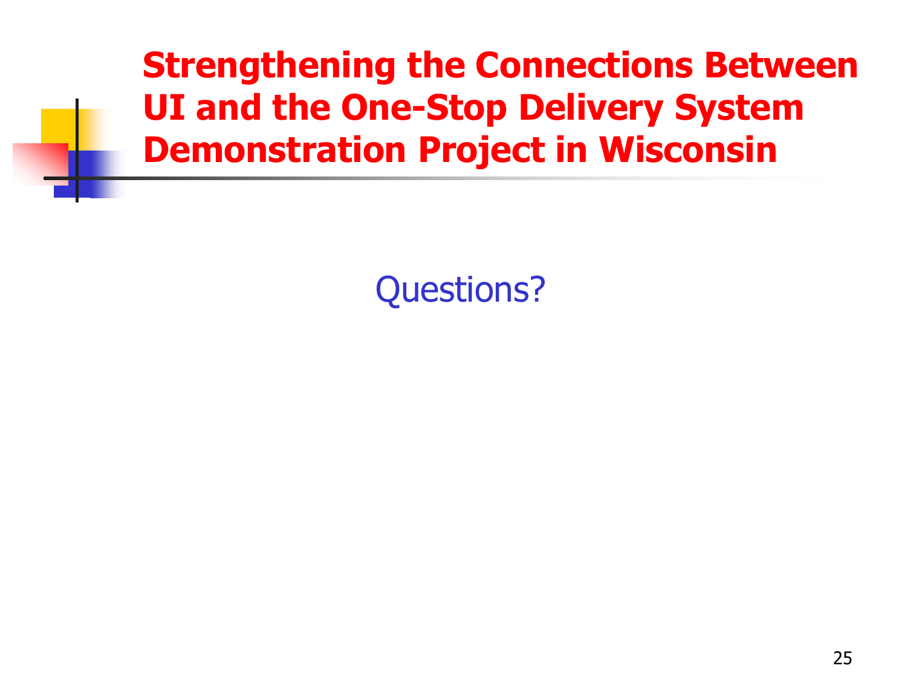# Strengthening the Connections Between UI and the One-Stop Delivery System Demonstration Project in Wisconsin

Questions?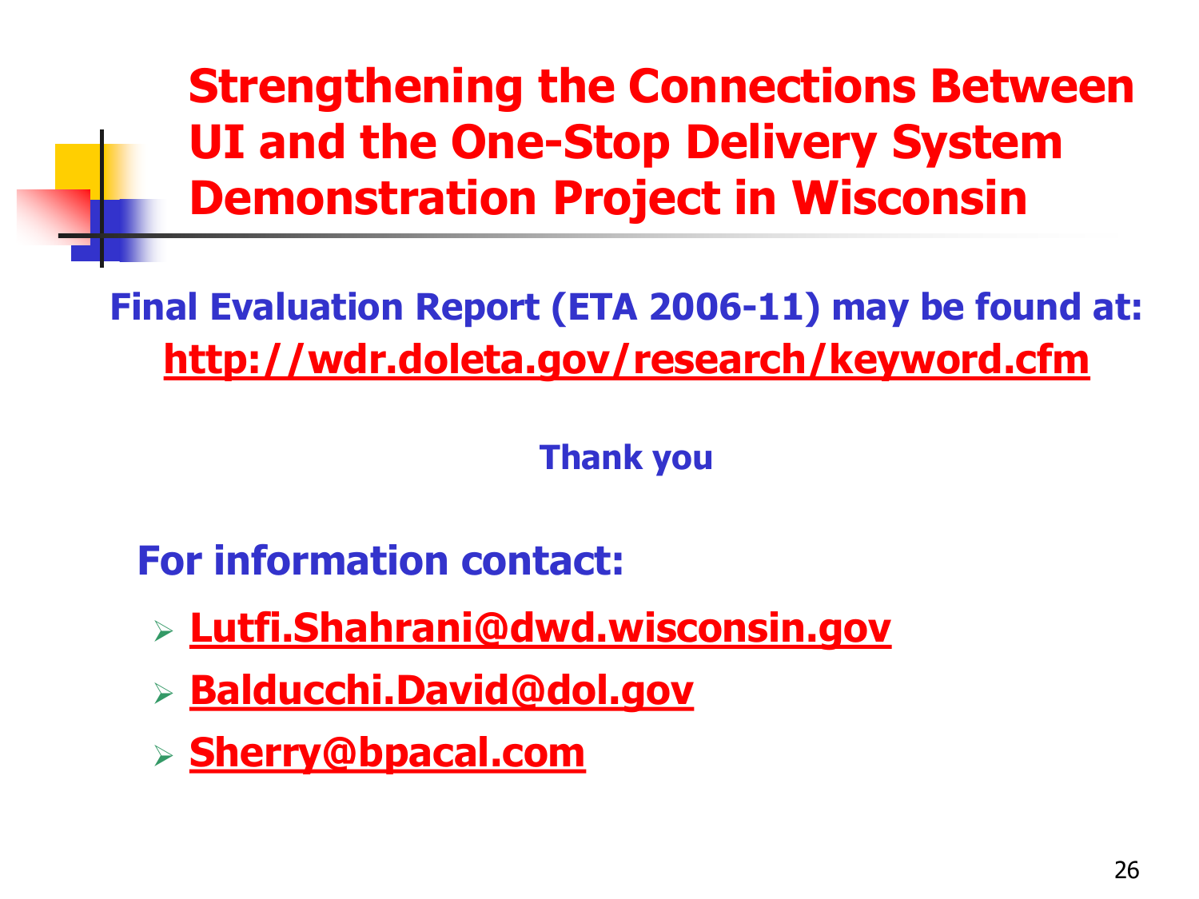# Strengthening the Connections Between UI and the One-Stop Delivery System Demonstration Project in Wisconsin

**Final Evaluation Report (ETA 2006-11) may be found at:**
**http://wdr.doleta.gov/research/keyword.cfm**

**Thank you**

**For information contact:**

- **Lutfi.Shahrani@dwd.wisconsin.gov**
- **Balducchi.David@dol.gov**
- **Sherry@bpacal.com**